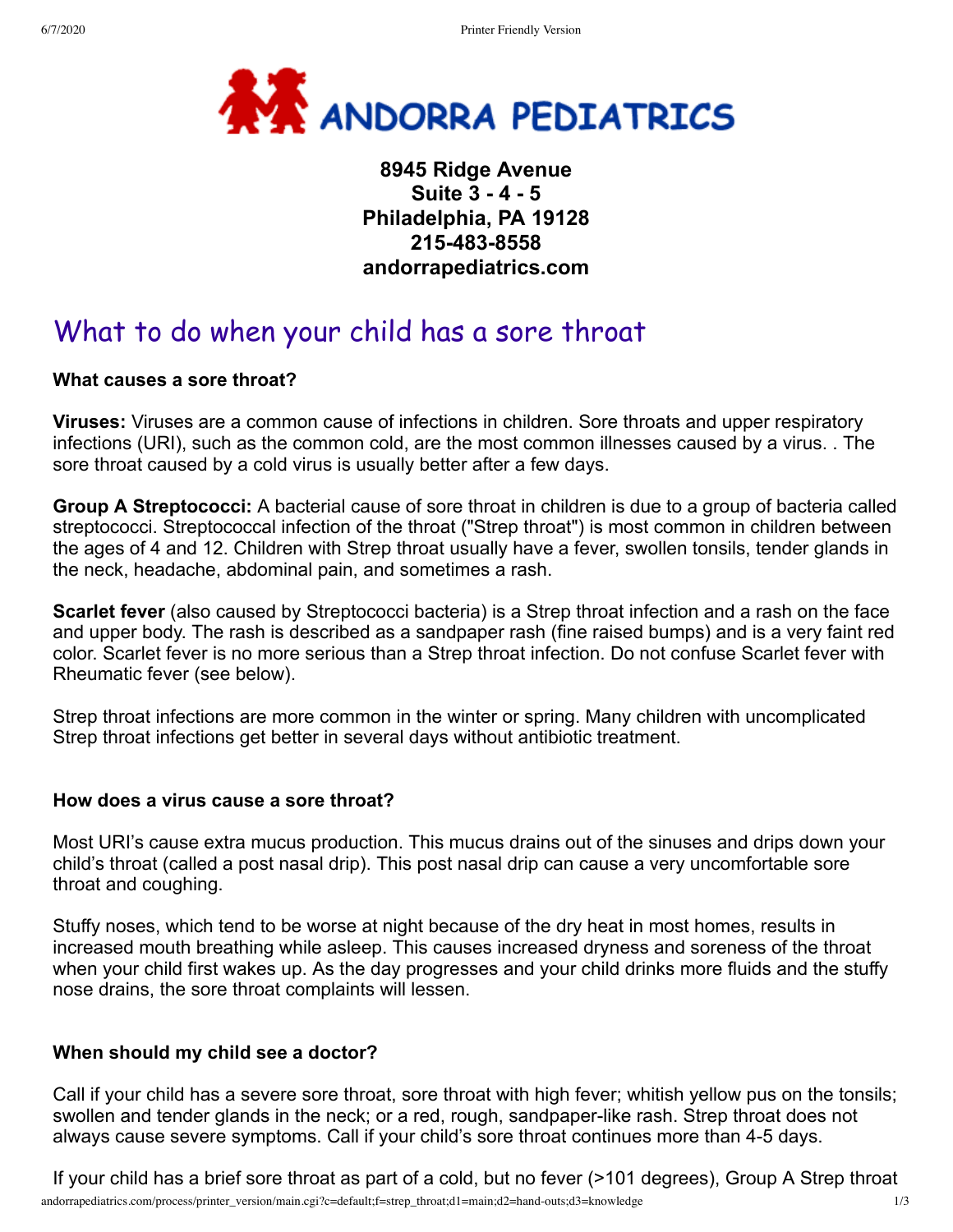ANDORRA PEDIATRICS

**8945 Ridge Avenue**
**Suite 3 - 4 - 5**
**Philadelphia, PA 19128**
**215-483-8558**
**andorrapediatrics.com**

# What to do when your child has a sore throat

**What causes a sore throat?**

**Viruses:** Viruses are a common cause of infections in children. Sore throats and upper respiratory infections (URI), such as the common cold, are the most common illnesses caused by a virus. . The sore throat caused by a cold virus is usually better after a few days.

**Group A Streptococci:** A bacterial cause of sore throat in children is due to a group of bacteria called streptococci. Streptococcal infection of the throat ("Strep throat") is most common in children between the ages of 4 and 12. Children with Strep throat usually have a fever, swollen tonsils, tender glands in the neck, headache, abdominal pain, and sometimes a rash.

**Scarlet fever** (also caused by Streptococci bacteria) is a Strep throat infection and a rash on the face and upper body. The rash is described as a sandpaper rash (fine raised bumps) and is a very faint red color. Scarlet fever is no more serious than a Strep throat infection. Do not confuse Scarlet fever with Rheumatic fever (see below).

Strep throat infections are more common in the winter or spring. Many children with uncomplicated Strep throat infections get better in several days without antibiotic treatment.

**How does a virus cause a sore throat?**

Most URI's cause extra mucus production. This mucus drains out of the sinuses and drips down your child's throat (called a post nasal drip). This post nasal drip can cause a very uncomfortable sore throat and coughing.

Stuffy noses, which tend to be worse at night because of the dry heat in most homes, results in increased mouth breathing while asleep. This causes increased dryness and soreness of the throat when your child first wakes up. As the day progresses and your child drinks more fluids and the stuffy nose drains, the sore throat complaints will lessen.

**When should my child see a doctor?**

Call if your child has a severe sore throat, sore throat with high fever; whitish yellow pus on the tonsils; swollen and tender glands in the neck; or a red, rough, sandpaper-like rash. Strep throat does not always cause severe symptoms. Call if your child's sore throat continues more than 4-5 days.

If your child has a brief sore throat as part of a cold, but no fever (>101 degrees), Group A Strep throat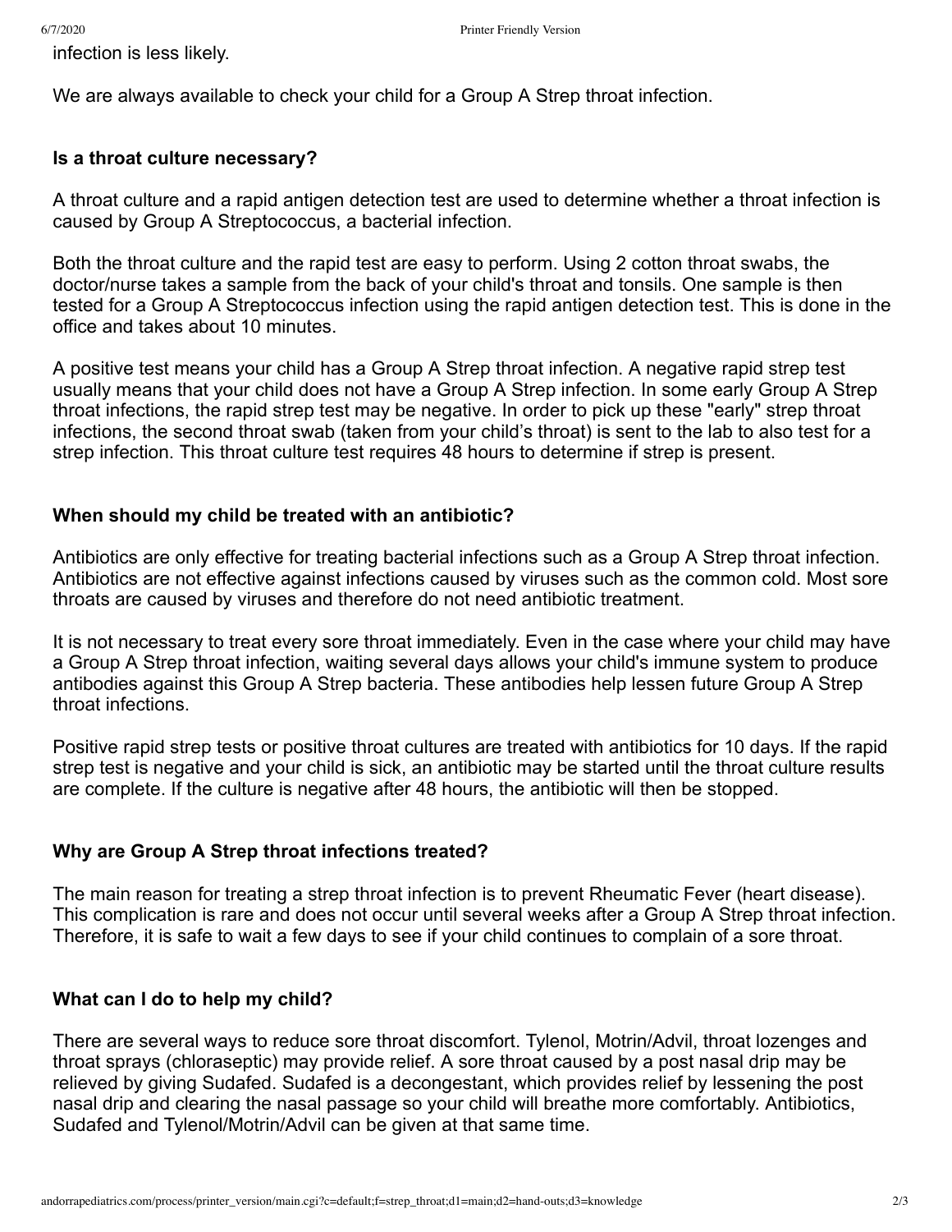infection is less likely.

We are always available to check your child for a Group A Strep throat infection.

### Is a throat culture necessary?

A throat culture and a rapid antigen detection test are used to determine whether a throat infection is caused by Group A Streptococcus, a bacterial infection.

Both the throat culture and the rapid test are easy to perform. Using 2 cotton throat swabs, the doctor/nurse takes a sample from the back of your child's throat and tonsils. One sample is then tested for a Group A Streptococcus infection using the rapid antigen detection test. This is done in the office and takes about 10 minutes.

A positive test means your child has a Group A Strep throat infection. A negative rapid strep test usually means that your child does not have a Group A Strep infection. In some early Group A Strep throat infections, the rapid strep test may be negative. In order to pick up these "early" strep throat infections, the second throat swab (taken from your child's throat) is sent to the lab to also test for a strep infection. This throat culture test requires 48 hours to determine if strep is present.

### When should my child be treated with an antibiotic?

Antibiotics are only effective for treating bacterial infections such as a Group A Strep throat infection. Antibiotics are not effective against infections caused by viruses such as the common cold. Most sore throats are caused by viruses and therefore do not need antibiotic treatment.

It is not necessary to treat every sore throat immediately. Even in the case where your child may have a Group A Strep throat infection, waiting several days allows your child's immune system to produce antibodies against this Group A Strep bacteria. These antibodies help lessen future Group A Strep throat infections.

Positive rapid strep tests or positive throat cultures are treated with antibiotics for 10 days. If the rapid strep test is negative and your child is sick, an antibiotic may be started until the throat culture results are complete. If the culture is negative after 48 hours, the antibiotic will then be stopped.

### Why are Group A Strep throat infections treated?

The main reason for treating a strep throat infection is to prevent Rheumatic Fever (heart disease). This complication is rare and does not occur until several weeks after a Group A Strep throat infection. Therefore, it is safe to wait a few days to see if your child continues to complain of a sore throat.

### What can I do to help my child?

There are several ways to reduce sore throat discomfort. Tylenol, Motrin/Advil, throat lozenges and throat sprays (chloraseptic) may provide relief. A sore throat caused by a post nasal drip may be relieved by giving Sudafed. Sudafed is a decongestant, which provides relief by lessening the post nasal drip and clearing the nasal passage so your child will breathe more comfortably. Antibiotics, Sudafed and Tylenol/Motrin/Advil can be given at that same time.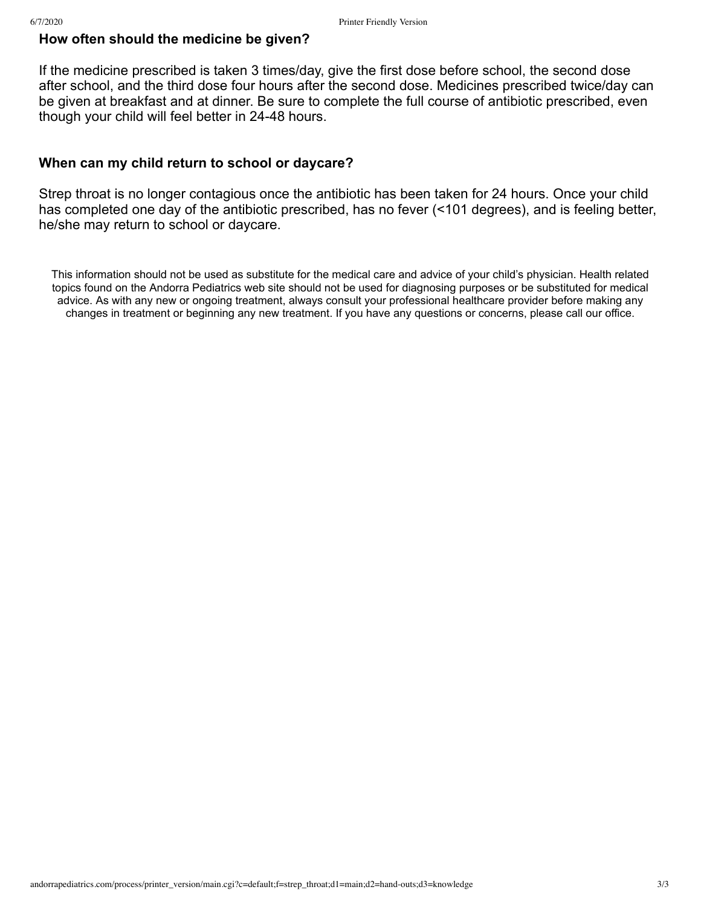### How often should the medicine be given?

If the medicine prescribed is taken 3 times/day, give the first dose before school, the second dose after school, and the third dose four hours after the second dose. Medicines prescribed twice/day can be given at breakfast and at dinner. Be sure to complete the full course of antibiotic prescribed, even though your child will feel better in 24-48 hours.

### When can my child return to school or daycare?

Strep throat is no longer contagious once the antibiotic has been taken for 24 hours. Once your child has completed one day of the antibiotic prescribed, has no fever (<101 degrees), and is feeling better, he/she may return to school or daycare.

This information should not be used as substitute for the medical care and advice of your child's physician. Health related topics found on the Andorra Pediatrics web site should not be used for diagnosing purposes or be substituted for medical advice. As with any new or ongoing treatment, always consult your professional healthcare provider before making any changes in treatment or beginning any new treatment. If you have any questions or concerns, please call our office.